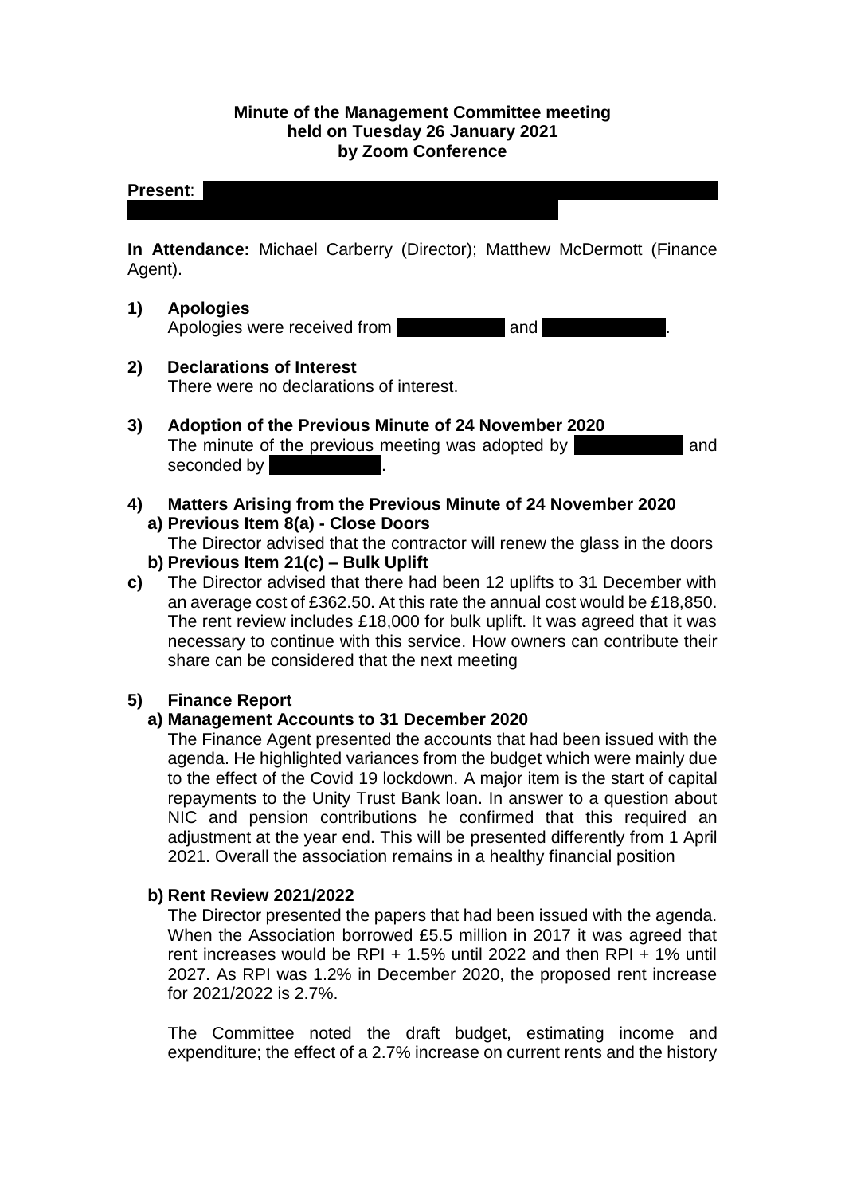**Minute of the Management Committee meeting held on Tuesday 26 January 2021 by Zoom Conference**

**Present**:

**In Attendance:** Michael Carberry (Director); Matthew McDermott (Finance Agent).

**1) Apologies**

Apologies were received from and .

**2) Declarations of Interest**

There were no declarations of interest.

**3) Adoption of the Previous Minute of 24 November 2020**

The minute of the previous meeting was adopted by and seconded by .

**4) Matters Arising from the Previous Minute of 24 November 2020**

**a) Previous Item 8(a) - Close Doors**

The Director advised that the contractor will renew the glass in the doors

**b) Previous Item 21(c) – Bulk Uplift**

**c)** The Director advised that there had been 12 uplifts to 31 December with an average cost of £362.50. At this rate the annual cost would be £18,850. The rent review includes £18,000 for bulk uplift. It was agreed that it was necessary to continue with this service. How owners can contribute their share can be considered that the next meeting

**5) Finance Report**

**a) Management Accounts to 31 December 2020**

The Finance Agent presented the accounts that had been issued with the agenda. He highlighted variances from the budget which were mainly due to the effect of the Covid 19 lockdown. A major item is the start of capital repayments to the Unity Trust Bank loan. In answer to a question about NIC and pension contributions he confirmed that this required an adjustment at the year end. This will be presented differently from 1 April 2021. Overall the association remains in a healthy financial position

**b) Rent Review 2021/2022**

The Director presented the papers that had been issued with the agenda. When the Association borrowed £5.5 million in 2017 it was agreed that rent increases would be RPI + 1.5% until 2022 and then RPI + 1% until 2027. As RPI was 1.2% in December 2020, the proposed rent increase for 2021/2022 is 2.7%.

The Committee noted the draft budget, estimating income and expenditure; the effect of a 2.7% increase on current rents and the history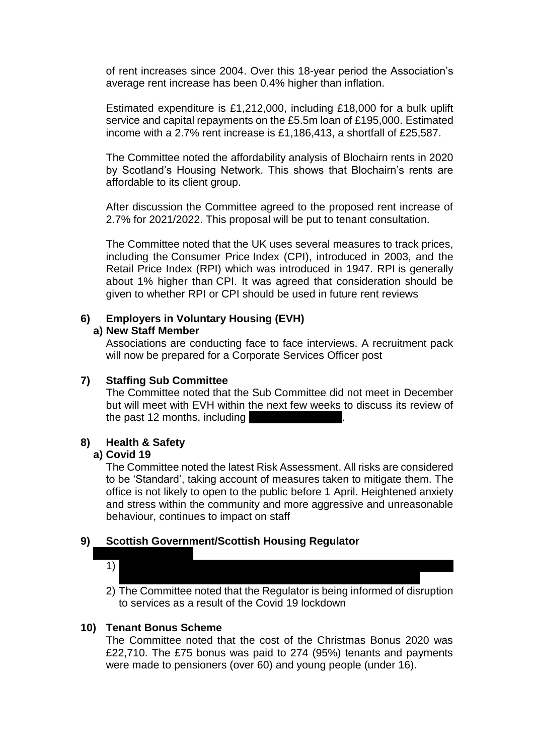of rent increases since 2004. Over this 18-year period the Association's average rent increase has been 0.4% higher than inflation.

Estimated expenditure is £1,212,000, including £18,000 for a bulk uplift service and capital repayments on the £5.5m loan of £195,000. Estimated income with a 2.7% rent increase is £1,186,413, a shortfall of £25,587.

The Committee noted the affordability analysis of Blochairn rents in 2020 by Scotland's Housing Network. This shows that Blochairn's rents are affordable to its client group.

After discussion the Committee agreed to the proposed rent increase of 2.7% for 2021/2022. This proposal will be put to tenant consultation.

The Committee noted that the UK uses several measures to track prices, including the Consumer Price Index (CPI), introduced in 2003, and the Retail Price Index (RPI) which was introduced in 1947. RPI is generally about 1% higher than CPI. It was agreed that consideration should be given to whether RPI or CPI should be used in future rent reviews

**6) Employers in Voluntary Housing (EVH)**

**a) New Staff Member**

Associations are conducting face to face interviews. A recruitment pack will now be prepared for a Corporate Services Officer post

**7) Staffing Sub Committee**

The Committee noted that the Sub Committee did not meet in December but will meet with EVH within the next few weeks to discuss its review of the past 12 months, including .

**8) Health & Safety**

**a) Covid 19**

The Committee noted the latest Risk Assessment. All risks are considered to be 'Standard', taking account of measures taken to mitigate them. The office is not likely to open to the public before 1 April. Heightened anxiety and stress within the community and more aggressive and unreasonable behaviour, continues to impact on staff

**9) Scottish Government/Scottish Housing Regulator**

1)

2) The Committee noted that the Regulator is being informed of disruption to services as a result of the Covid 19 lockdown

**10) Tenant Bonus Scheme**

The Committee noted that the cost of the Christmas Bonus 2020 was £22,710. The £75 bonus was paid to 274 (95%) tenants and payments were made to pensioners (over 60) and young people (under 16).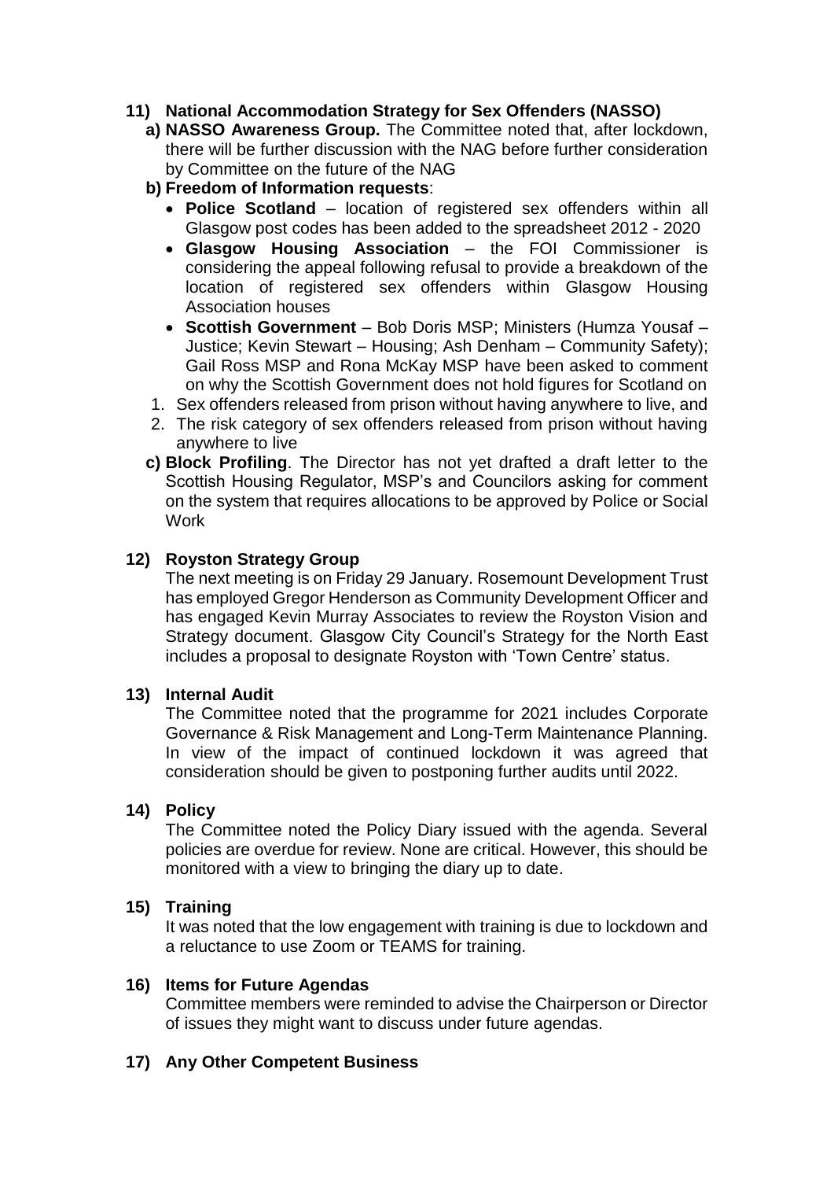**11) National Accommodation Strategy for Sex Offenders (NASSO)**

**a) NASSO Awareness Group.** The Committee noted that, after lockdown, there will be further discussion with the NAG before further consideration by Committee on the future of the NAG

**b) Freedom of Information requests**:

- **Police Scotland** – location of registered sex offenders within all Glasgow post codes has been added to the spreadsheet 2012 - 2020
- **Glasgow Housing Association** – the FOI Commissioner is considering the appeal following refusal to provide a breakdown of the location of registered sex offenders within Glasgow Housing Association houses
- **Scottish Government** – Bob Doris MSP; Ministers (Humza Yousaf – Justice; Kevin Stewart – Housing; Ash Denham – Community Safety); Gail Ross MSP and Rona McKay MSP have been asked to comment on why the Scottish Government does not hold figures for Scotland on

1. Sex offenders released from prison without having anywhere to live, and
2. The risk category of sex offenders released from prison without having anywhere to live

**c) Block Profiling**. The Director has not yet drafted a draft letter to the Scottish Housing Regulator, MSP's and Councilors asking for comment on the system that requires allocations to be approved by Police or Social Work

**12) Royston Strategy Group**

The next meeting is on Friday 29 January. Rosemount Development Trust has employed Gregor Henderson as Community Development Officer and has engaged Kevin Murray Associates to review the Royston Vision and Strategy document. Glasgow City Council's Strategy for the North East includes a proposal to designate Royston with 'Town Centre' status.

**13) Internal Audit**

The Committee noted that the programme for 2021 includes Corporate Governance & Risk Management and Long-Term Maintenance Planning. In view of the impact of continued lockdown it was agreed that consideration should be given to postponing further audits until 2022.

**14) Policy**

The Committee noted the Policy Diary issued with the agenda. Several policies are overdue for review. None are critical. However, this should be monitored with a view to bringing the diary up to date.

**15) Training**

It was noted that the low engagement with training is due to lockdown and a reluctance to use Zoom or TEAMS for training.

**16) Items for Future Agendas**

Committee members were reminded to advise the Chairperson or Director of issues they might want to discuss under future agendas.

**17) Any Other Competent Business**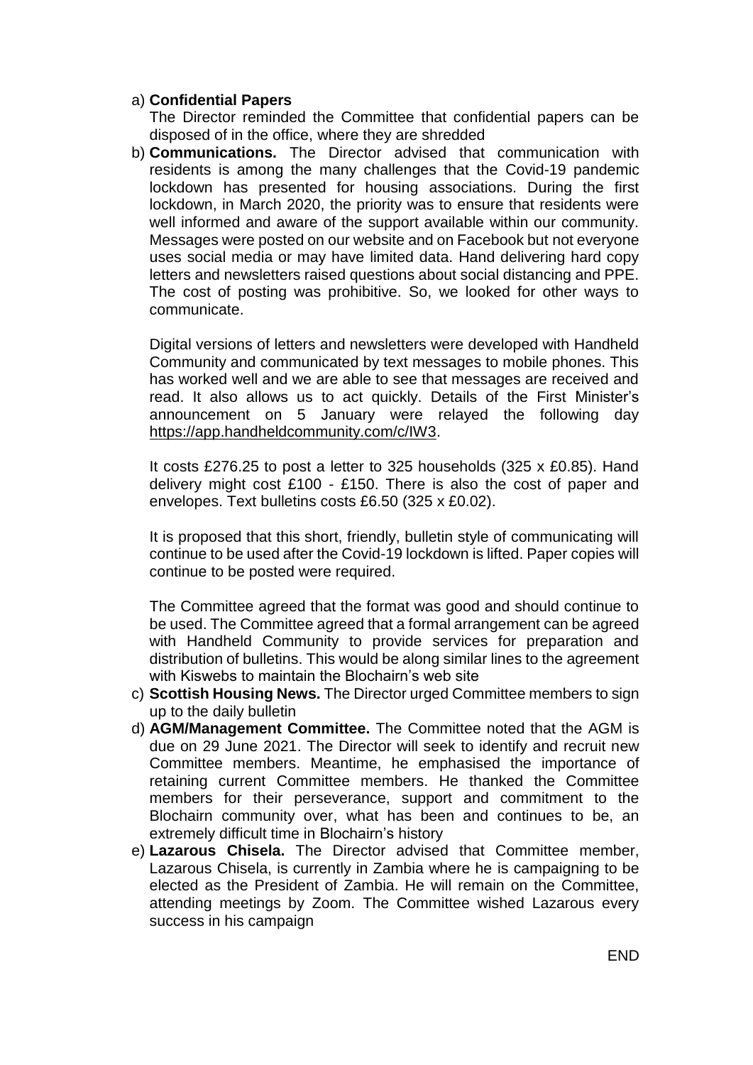a) **Confidential Papers**
   The Director reminded the Committee that confidential papers can be disposed of in the office, where they are shredded

b) **Communications.** The Director advised that communication with residents is among the many challenges that the Covid-19 pandemic lockdown has presented for housing associations. During the first lockdown, in March 2020, the priority was to ensure that residents were well informed and aware of the support available within our community. Messages were posted on our website and on Facebook but not everyone uses social media or may have limited data. Hand delivering hard copy letters and newsletters raised questions about social distancing and PPE. The cost of posting was prohibitive. So, we looked for other ways to communicate.

   Digital versions of letters and newsletters were developed with Handheld Community and communicated by text messages to mobile phones. This has worked well and we are able to see that messages are received and read. It also allows us to act quickly. Details of the First Minister's announcement on 5 January were relayed the following day https://app.handheldcommunity.com/c/IW3.

   It costs £276.25 to post a letter to 325 households (325 x £0.85). Hand delivery might cost £100 - £150. There is also the cost of paper and envelopes. Text bulletins costs £6.50 (325 x £0.02).

   It is proposed that this short, friendly, bulletin style of communicating will continue to be used after the Covid-19 lockdown is lifted. Paper copies will continue to be posted were required.

   The Committee agreed that the format was good and should continue to be used. The Committee agreed that a formal arrangement can be agreed with Handheld Community to provide services for preparation and distribution of bulletins. This would be along similar lines to the agreement with Kiswebs to maintain the Blochairn's web site

c) **Scottish Housing News.** The Director urged Committee members to sign up to the daily bulletin

d) **AGM/Management Committee.** The Committee noted that the AGM is due on 29 June 2021. The Director will seek to identify and recruit new Committee members. Meantime, he emphasised the importance of retaining current Committee members. He thanked the Committee members for their perseverance, support and commitment to the Blochairn community over, what has been and continues to be, an extremely difficult time in Blochairn's history

e) **Lazarous Chisela.** The Director advised that Committee member, Lazarous Chisela, is currently in Zambia where he is campaigning to be elected as the President of Zambia. He will remain on the Committee, attending meetings by Zoom. The Committee wished Lazarous every success in his campaign

END